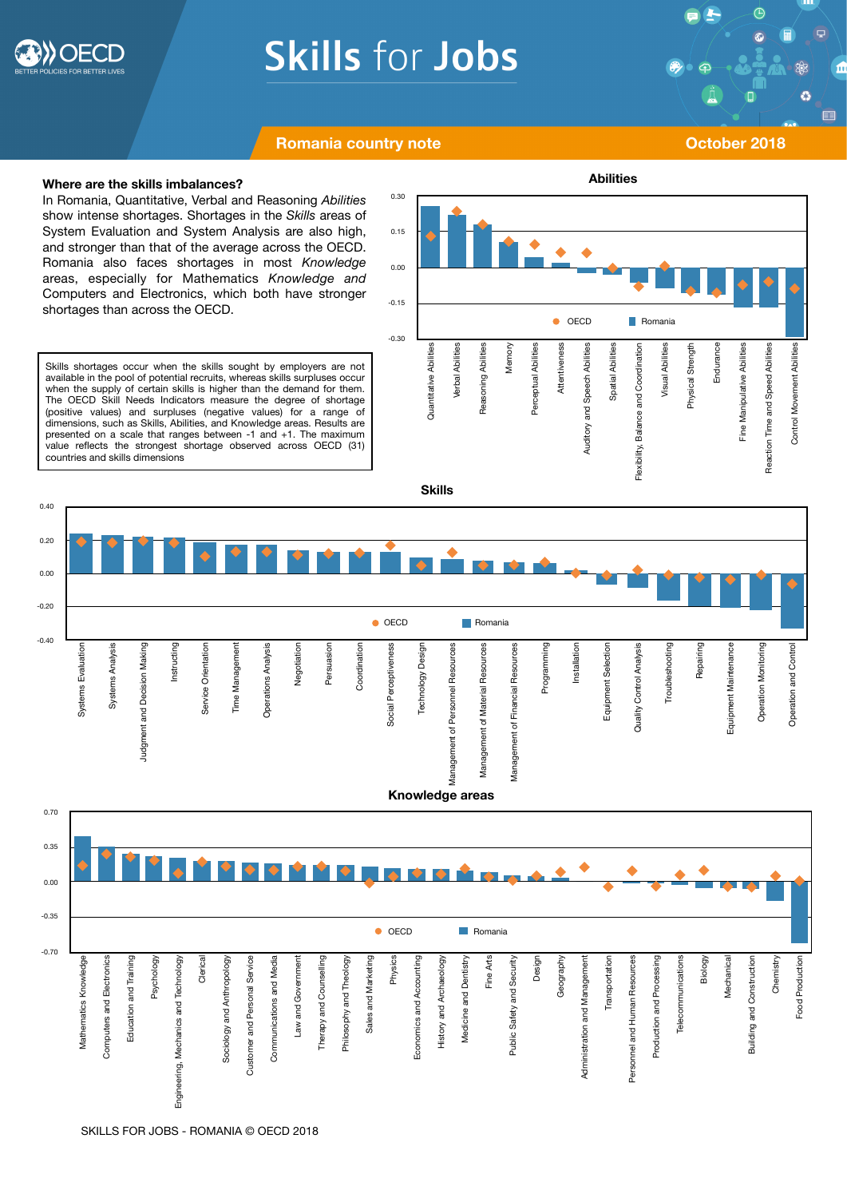# Skills for Jobs

**Romania country note** — **October 2018**

### Where are the skills imbalances?

In Romania, Quantitative, Verbal and Reasoning *Abilities* show intense shortages. Shortages in the *Skills* areas of System Evaluation and System Analysis are also high, and stronger than that of the average across the OECD. Romania also faces shortages in most *Knowledge* areas, especially for Mathematics *Knowledge and* Computers and Electronics, which both have stronger shortages than across the OECD.

Skills shortages occur when the skills sought by employers are not available in the pool of potential recruits, whereas skills surpluses occur when the supply of certain skills is higher than the demand for them. The OECD Skill Needs Indicators measure the degree of shortage (positive values) and surpluses (negative values) for a range of dimensions, such as Skills, Abilities, and Knowledge areas. Results are presented on a scale that ranges between -1 and +1. The maximum value reflects the strongest shortage observed across OECD (31) countries and skills dimensions

**Abilities**

Legend: OECD, Romania

Quantitative Abilities, Verbal Abilities, Reasoning Abilities, Memory, Perceptual Abilities, Attentiveness, Auditory and Speech Abilities, Spatial Abilities, Flexibility, Balance and Coordination, Visual Abilities, Physical Strength, Endurance, Fine Manipulative Abilities, Reaction Time and Speed Abilities, Control Movement Abilities

**Skills**

Legend: OECD, Romania

Systems Evaluation, Systems Analysis, Judgment and Decision Making, Instructing, Service Orientation, Time Management, Operations Analysis, Negotiation, Persuasion, Coordination, Social Perceptiveness, Technology Design, Management of Personnel Resources, Management of Material Resources, Management of Financial Resources, Programming, Installation, Equipment Selection, Quality Control Analysis, Troubleshooting, Repairing, Equipment Maintenance, Operation Monitoring, Operation and Control

**Knowledge areas**

Legend: OECD, Romania

Mathematics Knowledge, Computers and Electronics, Education and Training, Psychology, Engineering, Mechanics and Technology, Clerical, Sociology and Anthropology, Customer and Personal Service, Communications and Media, Law and Government, Therapy and Counselling, Philosophy and Theology, Sales and Marketing, Physics, Economics and Accounting, History and Archaeology, Medicine and Dentistry, Fine Arts, Public Safety and Security, Design, Geography, Administration and Management, Transportation, Personnel and Human Resources, Production and Processing, Telecommunications, Biology, Mechanical, Building and Construction, Chemistry, Food Production

SKILLS FOR JOBS - ROMANIA © OECD 2018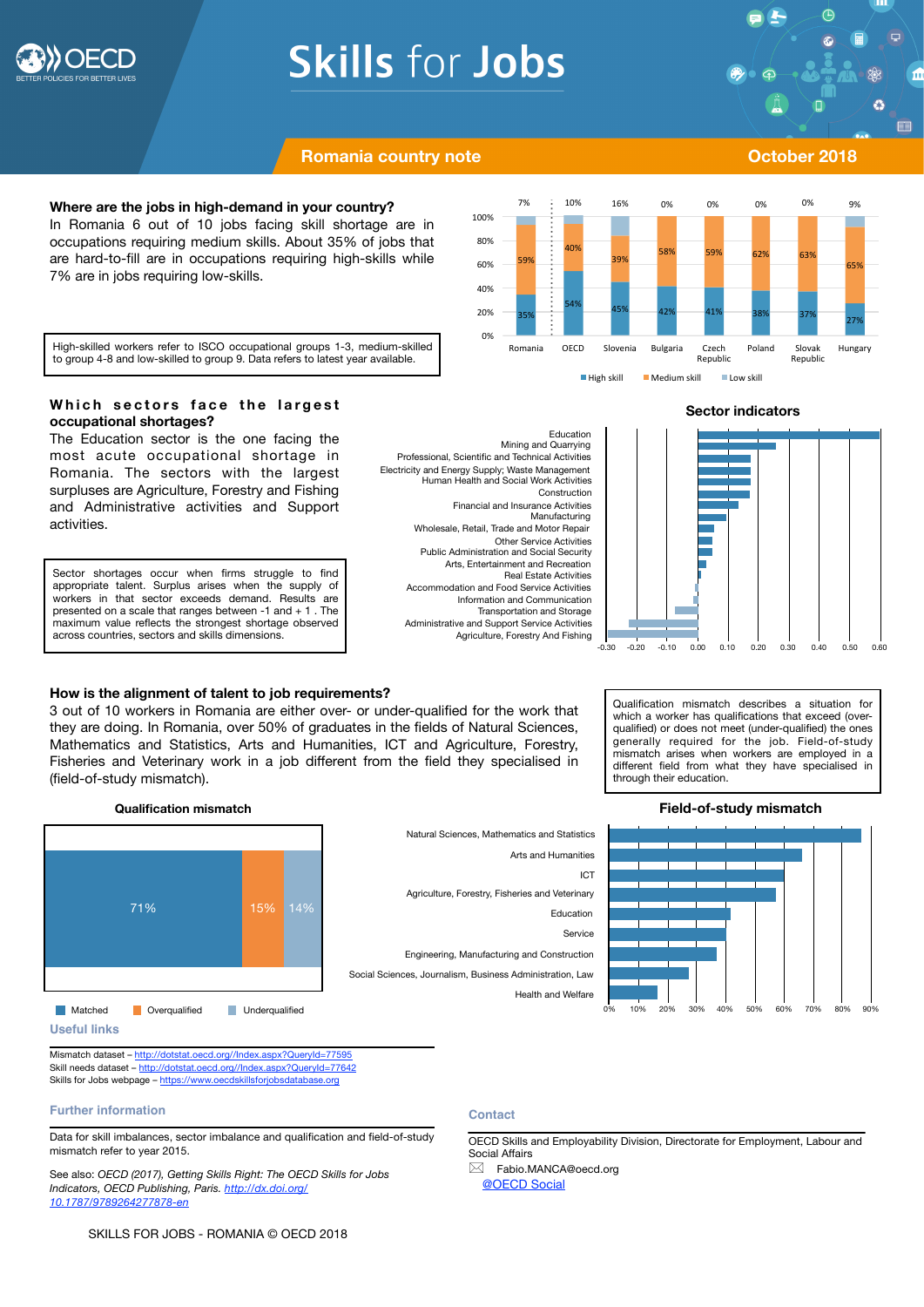# Skills for Jobs

## Romania country note

October 2018

### Where are the jobs in high-demand in your country?

In Romania 6 out of 10 jobs facing skill shortage are in occupations requiring medium skills. About 35% of jobs that are hard-to-fill are in occupations requiring high-skills while 7% are in jobs requiring low-skills.

High-skilled workers refer to ISCO occupational groups 1-3, medium-skilled to group 4-8 and low-skilled to group 9. Data refers to latest year available.

7% 10% 16% 0% 0% 0% 0% 9%

100% 80% 60% 40% 20% 0%

59% 40% 39% 58% 59% 62% 63% 65%

35% 54% 45% 42% 41% 38% 37% 27%

Romania OECD Slovenia Bulgaria Czech Republic Poland Slovak Republic Hungary

High skill Medium skill Low skill

### Which sectors face the largest occupational shortages?

The Education sector is the one facing the most acute occupational shortage in Romania. The sectors with the largest surpluses are Agriculture, Forestry and Fishing and Administrative activities and Support activities.

Sector shortages occur when firms struggle to find appropriate talent. Surplus arises when the supply of workers in that sector exceeds demand. Results are presented on a scale that ranges between -1 and + 1 . The maximum value reflects the strongest shortage observed across countries, sectors and skills dimensions.

**Sector indicators**

Education
Mining and Quarrying
Professional, Scientific and Technical Activities
Electricity and Energy Supply; Waste Management
Human Health and Social Work Activities
Construction
Financial and Insurance Activities
Manufacturing
Wholesale, Retail, Trade and Motor Repair
Other Service Activities
Public Administration and Social Security
Arts, Entertainment and Recreation
Real Estate Activities
Accommodation and Food Service Activities
Information and Communication
Transportation and Storage
Administrative and Support Service Activities
Agriculture, Forestry And Fishing

-0.30 -0.20 -0.10 0.00 0.10 0.20 0.30 0.40 0.50 0.60

### How is the alignment of talent to job requirements?

3 out of 10 workers in Romania are either over- or under-qualified for the work that they are doing. In Romania, over 50% of graduates in the fields of Natural Sciences, Mathematics and Statistics, Arts and Humanities, ICT and Agriculture, Forestry, Fisheries and Veterinary work in a job different from the field they specialised in (field-of-study mismatch).

Qualification mismatch describes a situation for which a worker has qualifications that exceed (over-qualified) or does not meet (under-qualified) the ones generally required for the job. Field-of-study mismatch arises when workers are employed in a different field from what they have specialised in through their education.

**Qualification mismatch**

71% 15% 14%

Matched Overqualified Underqualified

**Field-of-study mismatch**

Natural Sciences, Mathematics and Statistics
Arts and Humanities
ICT
Agriculture, Forestry, Fisheries and Veterinary
Education
Service
Engineering, Manufacturing and Construction
Social Sciences, Journalism, Business Administration, Law
Health and Welfare

0% 10% 20% 30% 40% 50% 60% 70% 80% 90%

### Useful links

Mismatch dataset – http://dotstat.oecd.org//Index.aspx?QueryId=77595
Skill needs dataset – http://dotstat.oecd.org//Index.aspx?QueryId=77642
Skills for Jobs webpage – https://www.oecdskillsforjobsdatabase.org

### Further information

Data for skill imbalances, sector imbalance and qualification and field-of-study mismatch refer to year 2015.

See also: *OECD (2017), Getting Skills Right: The OECD Skills for Jobs Indicators, OECD Publishing, Paris.* *http://dx.doi.org/10.1787/9789264277878-en*

### Contact

OECD Skills and Employability Division, Directorate for Employment, Labour and Social Affairs

Fabio.MANCA@oecd.org
@OECD Social

SKILLS FOR JOBS - ROMANIA © OECD 2018